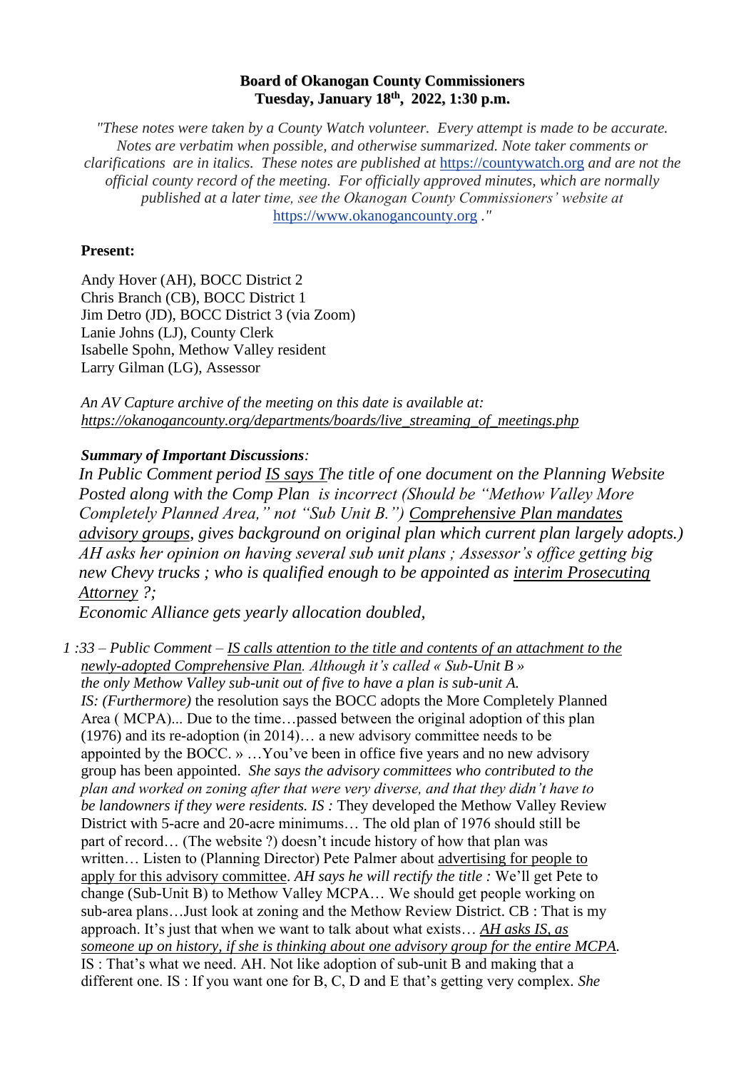**Board of Okanogan County Commissioners**
**Tuesday, January 18th, 2022, 1:30 p.m.**

*"These notes were taken by a County Watch volunteer. Every attempt is made to be accurate. Notes are verbatim when possible, and otherwise summarized. Note taker comments or clarifications are in italics. These notes are published at https://countywatch.org and are not the official county record of the meeting. For officially approved minutes, which are normally published at a later time, see the Okanogan County Commissioners' website at https://www.okanogancounty.org ."*

**Present:**

Andy Hover (AH), BOCC District 2
Chris Branch (CB), BOCC District 1
Jim Detro (JD), BOCC District 3 (via Zoom)
Lanie Johns (LJ), County Clerk
Isabelle Spohn, Methow Valley resident
Larry Gilman (LG), Assessor

*An AV Capture archive of the meeting on this date is available at:*
*https://okanogancounty.org/departments/boards/live_streaming_of_meetings.php*

***Summary of Important Discussions:***

*In Public Comment period IS says The title of one document on the Planning Website Posted along with the Comp Plan is incorrect (Should be "Methow Valley More Completely Planned Area," not "Sub Unit B.") Comprehensive Plan mandates advisory groups, gives background on original plan which current plan largely adopts.) AH asks her opinion on having several sub unit plans ; Assessor's office getting big new Chevy trucks ; who is qualified enough to be appointed as interim Prosecuting Attorney ?;*

*Economic Alliance gets yearly allocation doubled,*

*1 :33 – Public Comment – IS calls attention to the title and contents of an attachment to the newly-adopted Comprehensive Plan. Although it's called « Sub-Unit B » the only Methow Valley sub-unit out of five to have a plan is sub-unit A. IS: (Furthermore)* the resolution says the BOCC adopts the More Completely Planned Area ( MCPA)... Due to the time…passed between the original adoption of this plan (1976) and its re-adoption (in 2014)… a new advisory committee needs to be appointed by the BOCC. » …You've been in office five years and no new advisory group has been appointed. *She says the advisory committees who contributed to the plan and worked on zoning after that were very diverse, and that they didn't have to be landowners if they were residents. IS :* They developed the Methow Valley Review District with 5-acre and 20-acre minimums… The old plan of 1976 should still be part of record… (The website ?) doesn't incude history of how that plan was written… Listen to (Planning Director) Pete Palmer about advertising for people to apply for this advisory committee. *AH says he will rectify the title :* We'll get Pete to change (Sub-Unit B) to Methow Valley MCPA… We should get people working on sub-area plans…Just look at zoning and the Methow Review District. CB : That is my approach. It's just that when we want to talk about what exists… *AH asks IS, as someone up on history, if she is thinking about one advisory group for the entire MCPA.* IS : That's what we need. AH. Not like adoption of sub-unit B and making that a different one. IS : If you want one for B, C, D and E that's getting very complex. *She*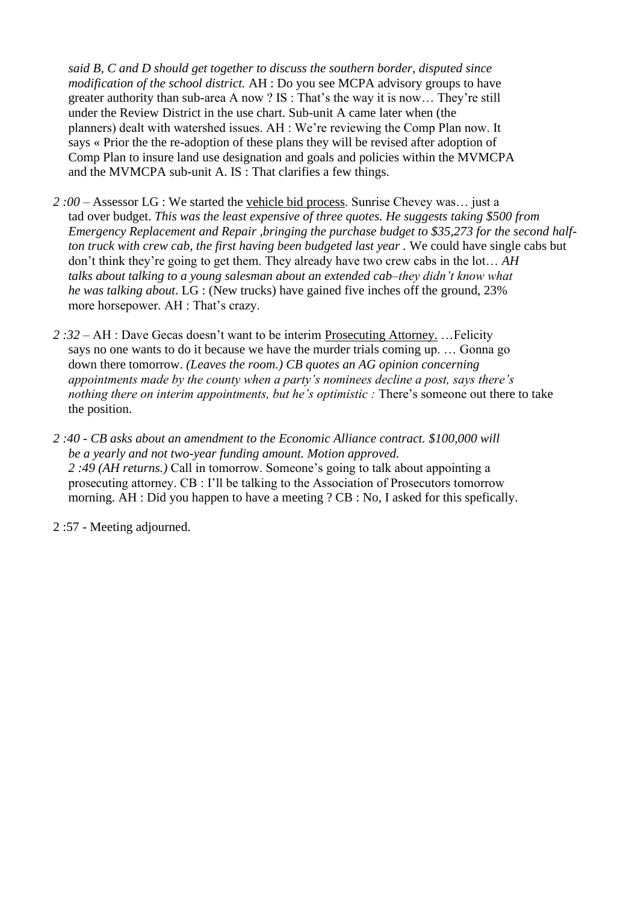*said B, C and D should get together to discuss the southern border, disputed since modification of the school district.* AH : Do you see MCPA advisory groups to have greater authority than sub-area A now ? IS : That's the way it is now… They're still under the Review District in the use chart. Sub-unit A came later when (the planners) dealt with watershed issues. AH : We're reviewing the Comp Plan now. It says « Prior the the re-adoption of these plans they will be revised after adoption of Comp Plan to insure land use designation and goals and policies within the MVMCPA and the MVMCPA sub-unit A. IS : That clarifies a few things.

*2 :00* – Assessor LG : We started the <u>vehicle bid process</u>. Sunrise Chevey was… just a tad over budget. *This was the least expensive of three quotes. He suggests taking $500 from Emergency Replacement and Repair ,bringing the purchase budget to $35,273 for the second half-ton truck with crew cab, the first having been budgeted last year* . We could have single cabs but don't think they're going to get them. They already have two crew cabs in the lot… *AH talks about talking to a young salesman about an extended cab–they didn't know what he was talking about*. LG : (New trucks) have gained five inches off the ground, 23% more horsepower. AH : That's crazy.

*2 :32* – AH : Dave Gecas doesn't want to be interim <u>Prosecuting Attorney.</u> …Felicity says no one wants to do it because we have the murder trials coming up. … Gonna go down there tomorrow. *(Leaves the room.) CB quotes an AG opinion concerning appointments made by the county when a party's nominees decline a post, says there's nothing there on interim appointments, but he's optimistic :* There's someone out there to take the position.

*2 :40 - CB asks about an amendment to the Economic Alliance contract. $100,000 will be a yearly and not two-year funding amount. Motion approved.*
*2 :49 (AH returns.)* Call in tomorrow. Someone's going to talk about appointing a prosecuting attorney. CB : I'll be talking to the Association of Prosecutors tomorrow morning. AH : Did you happen to have a meeting ? CB : No, I asked for this spefically.

2 :57 - Meeting adjourned.